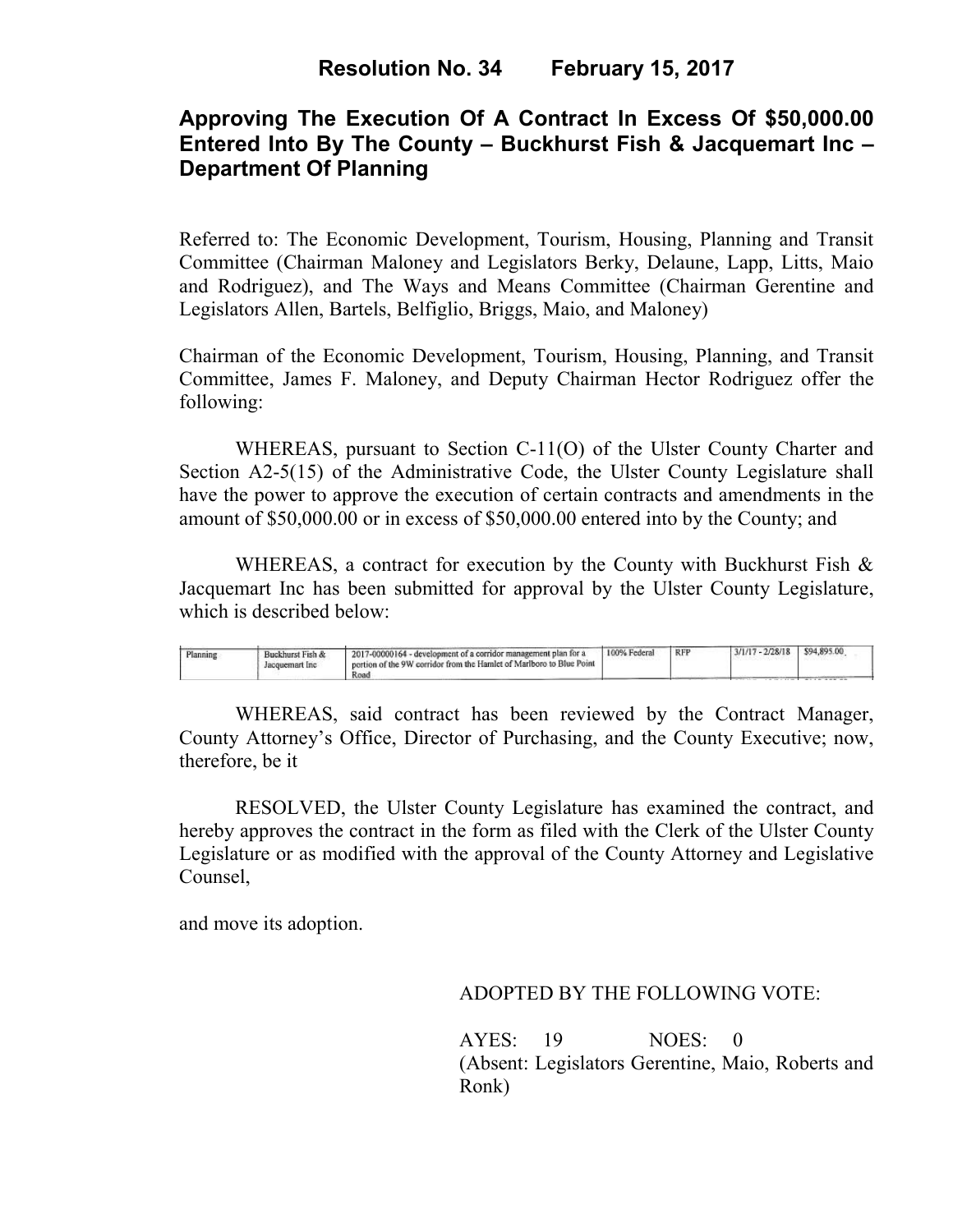# Resolution No. 34 February 15, 2017

## Approving The Execution Of A Contract In Excess Of $50,000.00 Entered Into By The County – Buckhurst Fish & Jacquemart Inc – Department Of Planning

Referred to: The Economic Development, Tourism, Housing, Planning and Transit Committee (Chairman Maloney and Legislators Berky, Delaune, Lapp, Litts, Maio and Rodriguez), and The Ways and Means Committee (Chairman Gerentine and Legislators Allen, Bartels, Belfiglio, Briggs, Maio, and Maloney)

Chairman of the Economic Development, Tourism, Housing, Planning, and Transit Committee, James F. Maloney, and Deputy Chairman Hector Rodriguez offer the following:

WHEREAS, pursuant to Section C-11(O) of the Ulster County Charter and Section A2-5(15) of the Administrative Code, the Ulster County Legislature shall have the power to approve the execution of certain contracts and amendments in the amount of $50,000.00 or in excess of $50,000.00 entered into by the County; and

WHEREAS, a contract for execution by the County with Buckhurst Fish & Jacquemart Inc has been submitted for approval by the Ulster County Legislature, which is described below:

| | | | | | | |
|---|---|---|---|---|---|---|
| Planning | Buckhurst Fish & Jacquemart Inc | 2017-00000164 - development of a corridor management plan for a portion of the 9W corridor from the Hamlet of Marlboro to Blue Point Road | 100% Federal | RFP | 3/1/17 - 2/28/18 | $94,895.00 |

WHEREAS, said contract has been reviewed by the Contract Manager, County Attorney's Office, Director of Purchasing, and the County Executive; now, therefore, be it

RESOLVED, the Ulster County Legislature has examined the contract, and hereby approves the contract in the form as filed with the Clerk of the Ulster County Legislature or as modified with the approval of the County Attorney and Legislative Counsel,

and move its adoption.

ADOPTED BY THE FOLLOWING VOTE:

AYES: 19 NOES: 0
(Absent: Legislators Gerentine, Maio, Roberts and Ronk)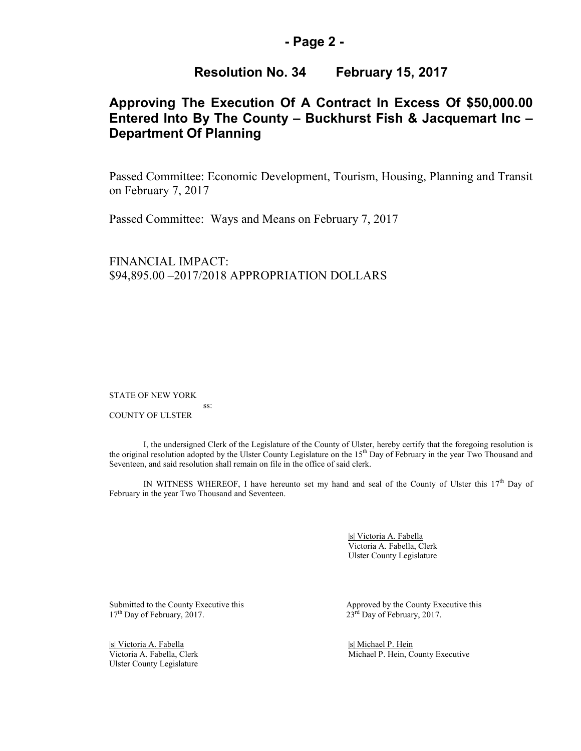## Resolution No. 34 February 15, 2017

## Approving The Execution Of A Contract In Excess Of $50,000.00 Entered Into By The County – Buckhurst Fish & Jacquemart Inc – Department Of Planning

Passed Committee: Economic Development, Tourism, Housing, Planning and Transit on February 7, 2017

Passed Committee: Ways and Means on February 7, 2017

FINANCIAL IMPACT:
$94,895.00 –2017/2018 APPROPRIATION DOLLARS

STATE OF NEW YORK
ss:
COUNTY OF ULSTER

I, the undersigned Clerk of the Legislature of the County of Ulster, hereby certify that the foregoing resolution is the original resolution adopted by the Ulster County Legislature on the 15th Day of February in the year Two Thousand and Seventeen, and said resolution shall remain on file in the office of said clerk.

IN WITNESS WHEREOF, I have hereunto set my hand and seal of the County of Ulster this 17th Day of February in the year Two Thousand and Seventeen.

|s| Victoria A. Fabella
Victoria A. Fabella, Clerk
Ulster County Legislature

Submitted to the County Executive this 17th Day of February, 2017.

|s| Victoria A. Fabella
Victoria A. Fabella, Clerk
Ulster County Legislature

Approved by the County Executive this 23rd Day of February, 2017.

|s| Michael P. Hein
Michael P. Hein, County Executive